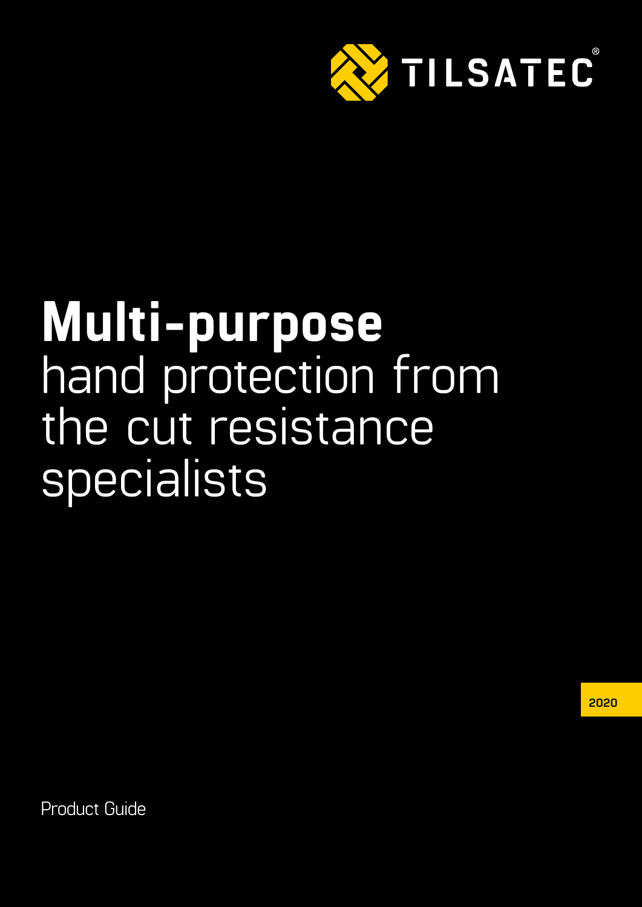TILSATEC®

# Multi-purpose hand protection from the cut resistance specialists

2020

Product Guide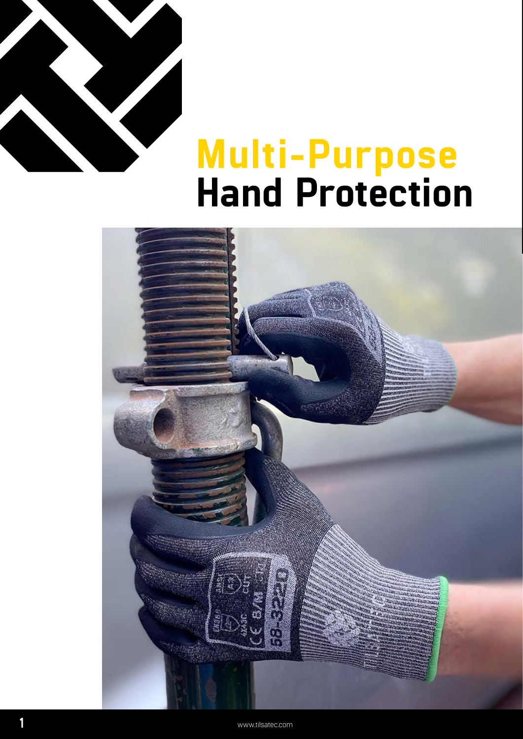# Multi-Purpose Hand Protection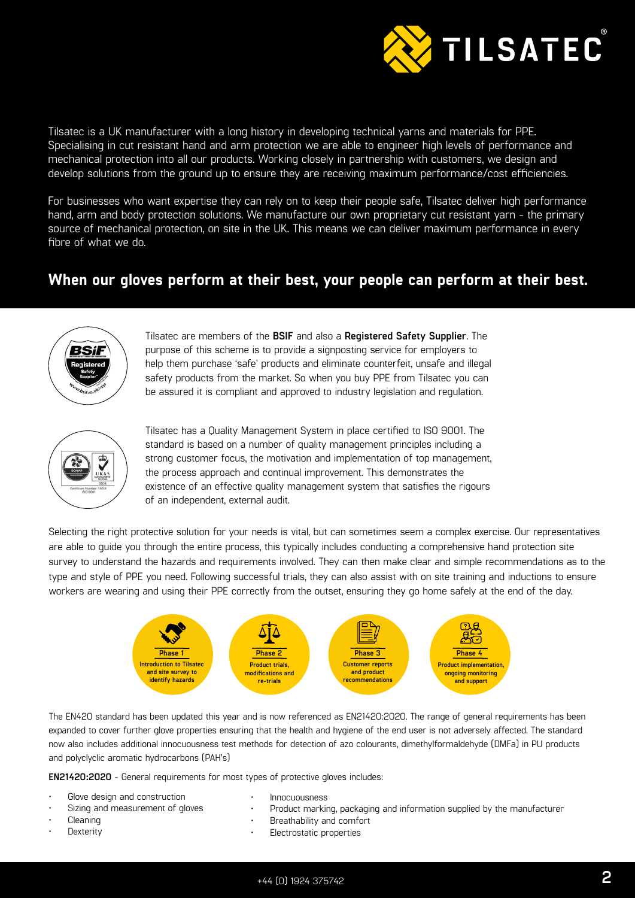Tilsatec is a UK manufacturer with a long history in developing technical yarns and materials for PPE. Specialising in cut resistant hand and arm protection we are able to engineer high levels of performance and mechanical protection into all our products. Working closely in partnership with customers, we design and develop solutions from the ground up to ensure they are receiving maximum performance/cost efficiencies.

For businesses who want expertise they can rely on to keep their people safe, Tilsatec deliver high performance hand, arm and body protection solutions. We manufacture our own proprietary cut resistant yarn - the primary source of mechanical protection, on site in the UK. This means we can deliver maximum performance in every fibre of what we do.

## When our gloves perform at their best, your people can perform at their best.

Tilsatec are members of the **BSIF** and also a **Registered Safety Supplier**. The purpose of this scheme is to provide a signposting service for employers to help them purchase 'safe' products and eliminate counterfeit, unsafe and illegal safety products from the market. So when you buy PPE from Tilsatec you can be assured it is compliant and approved to industry legislation and regulation.

Tilsatec has a Quality Management System in place certified to ISO 9001. The standard is based on a number of quality management principles including a strong customer focus, the motivation and implementation of top management, the process approach and continual improvement. This demonstrates the existence of an effective quality management system that satisfies the rigours of an independent, external audit.

Selecting the right protective solution for your needs is vital, but can sometimes seem a complex exercise. Our representatives are able to guide you through the entire process, this typically includes conducting a comprehensive hand protection site survey to understand the hazards and requirements involved. They can then make clear and simple recommendations as to the type and style of PPE you need. Following successful trials, they can also assist with on site training and inductions to ensure workers are wearing and using their PPE correctly from the outset, ensuring they go home safely at the end of the day.

- **Phase 1** – Introduction to Tilsatec and site survey to identify hazards
- **Phase 2** – Product trials, modifications and re-trials
- **Phase 3** – Customer reports and product recommendations
- **Phase 4** – Product implementation, ongoing monitoring and support

The EN420 standard has been updated this year and is now referenced as EN21420:2020. The range of general requirements has been expanded to cover further glove properties ensuring that the health and hygiene of the end user is not adversely affected. The standard now also includes additional innocuousness test methods for detection of azo colourants, dimethylformaldehyde (DMFa) in PU products and polycyclic aromatic hydrocarbons (PAH's)

**EN21420:2020** - General requirements for most types of protective gloves includes:

- Glove design and construction
- Sizing and measurement of gloves
- Cleaning
- Dexterity
- Innocuousness
- Product marking, packaging and information supplied by the manufacturer
- Breathability and comfort
- Electrostatic properties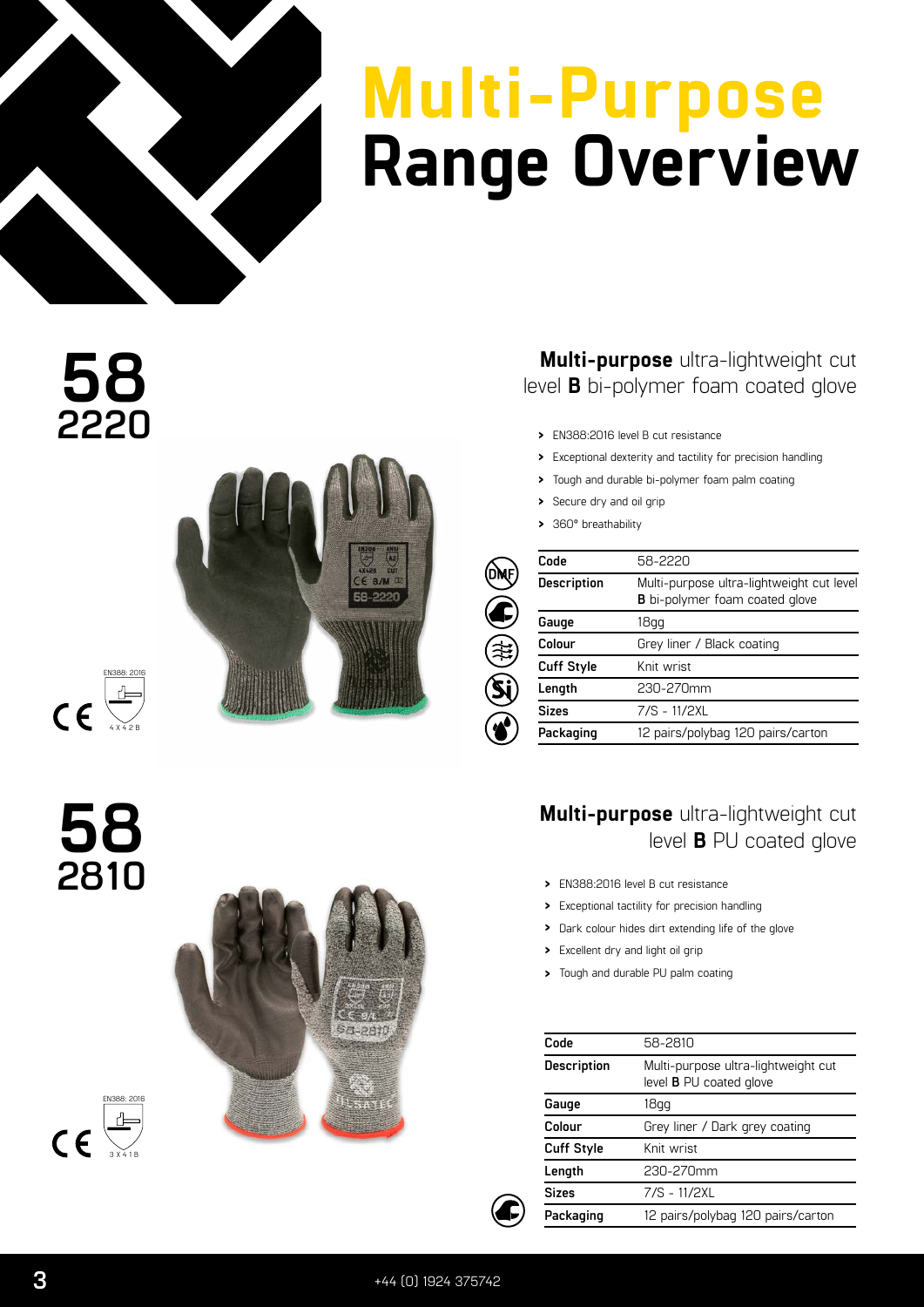# Multi-Purpose Range Overview

## 58 2220

EN388: 2016
4 X 4 2 B

### **Multi-purpose** ultra-lightweight cut level **B** bi-polymer foam coated glove

- EN388:2016 level B cut resistance
- Exceptional dexterity and tactility for precision handling
- Tough and durable bi-polymer foam palm coating
- Secure dry and oil grip
- 360° breathability

| Code | 58-2220 |
| --- | --- |
| Description | Multi-purpose ultra-lightweight cut level **B** bi-polymer foam coated glove |
| Gauge | 18gg |
| Colour | Grey liner / Black coating |
| Cuff Style | Knit wrist |
| Length | 230-270mm |
| Sizes | 7/S - 11/2XL |
| Packaging | 12 pairs/polybag 120 pairs/carton |

## 58 2810

EN388: 2016
3 X 4 1 B

### **Multi-purpose** ultra-lightweight cut level **B** PU coated glove

- EN388:2016 level B cut resistance
- Exceptional tactility for precision handling
- Dark colour hides dirt extending life of the glove
- Excellent dry and light oil grip
- Tough and durable PU palm coating

| Code | 58-2810 |
| --- | --- |
| Description | Multi-purpose ultra-lightweight cut level **B** PU coated glove |
| Gauge | 18gg |
| Colour | Grey liner / Dark grey coating |
| Cuff Style | Knit wrist |
| Length | 230-270mm |
| Sizes | 7/S - 11/2XL |
| Packaging | 12 pairs/polybag 120 pairs/carton |

+44 (0) 1924 375742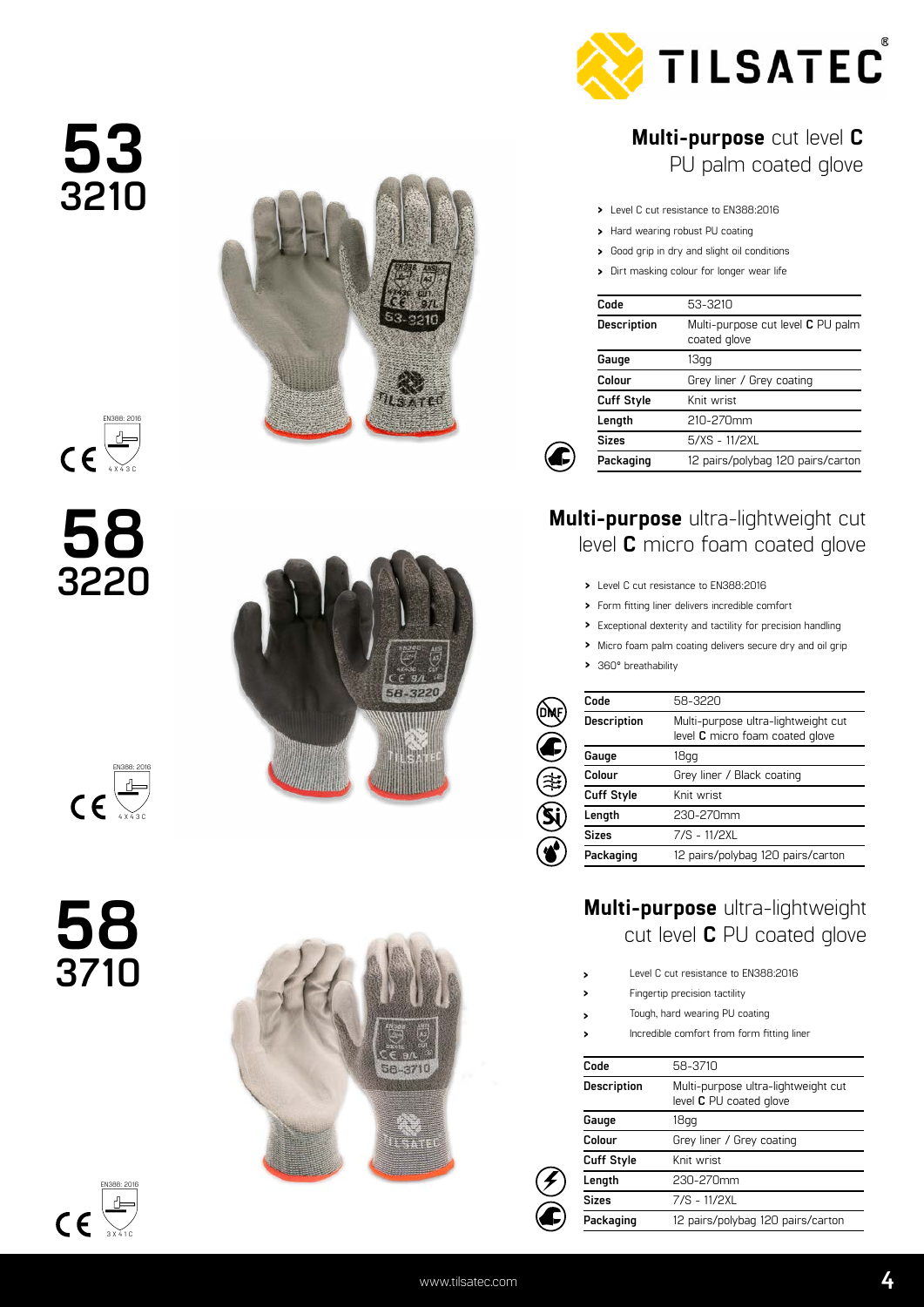TILSATEC®

# 53 3210

EN388: 2016
4 X 4 3 C

## **Multi-purpose** cut level **C** PU palm coated glove

- Level C cut resistance to EN388:2016
- Hard wearing robust PU coating
- Good grip in dry and slight oil conditions
- Dirt masking colour for longer wear life

| Code | 53-3210 |
| --- | --- |
| Description | Multi-purpose cut level **C** PU palm coated glove |
| Gauge | 13gg |
| Colour | Grey liner / Grey coating |
| Cuff Style | Knit wrist |
| Length | 210-270mm |
| Sizes | 5/XS - 11/2XL |
| Packaging | 12 pairs/polybag 120 pairs/carton |

# 58 3220

EN388: 2016
4 X 4 3 C

## **Multi-purpose** ultra-lightweight cut level **C** micro foam coated glove

- Level C cut resistance to EN388:2016
- Form fitting liner delivers incredible comfort
- Exceptional dexterity and tactility for precision handling
- Micro foam palm coating delivers secure dry and oil grip
- 360° breathability

| Code | 58-3220 |
| --- | --- |
| Description | Multi-purpose ultra-lightweight cut level **C** micro foam coated glove |
| Gauge | 18gg |
| Colour | Grey liner / Black coating |
| Cuff Style | Knit wrist |
| Length | 230-270mm |
| Sizes | 7/S - 11/2XL |
| Packaging | 12 pairs/polybag 120 pairs/carton |

# 58 3710

EN388: 2016
3 X 4 1 C

## **Multi-purpose** ultra-lightweight cut level **C** PU coated glove

- Level C cut resistance to EN388:2016
- Fingertip precision tactility
- Tough, hard wearing PU coating
- Incredible comfort from form fitting liner

| Code | 58-3710 |
| --- | --- |
| Description | Multi-purpose ultra-lightweight cut level **C** PU coated glove |
| Gauge | 18gg |
| Colour | Grey liner / Grey coating |
| Cuff Style | Knit wrist |
| Length | 230-270mm |
| Sizes | 7/S - 11/2XL |
| Packaging | 12 pairs/polybag 120 pairs/carton |

www.tilsatec.com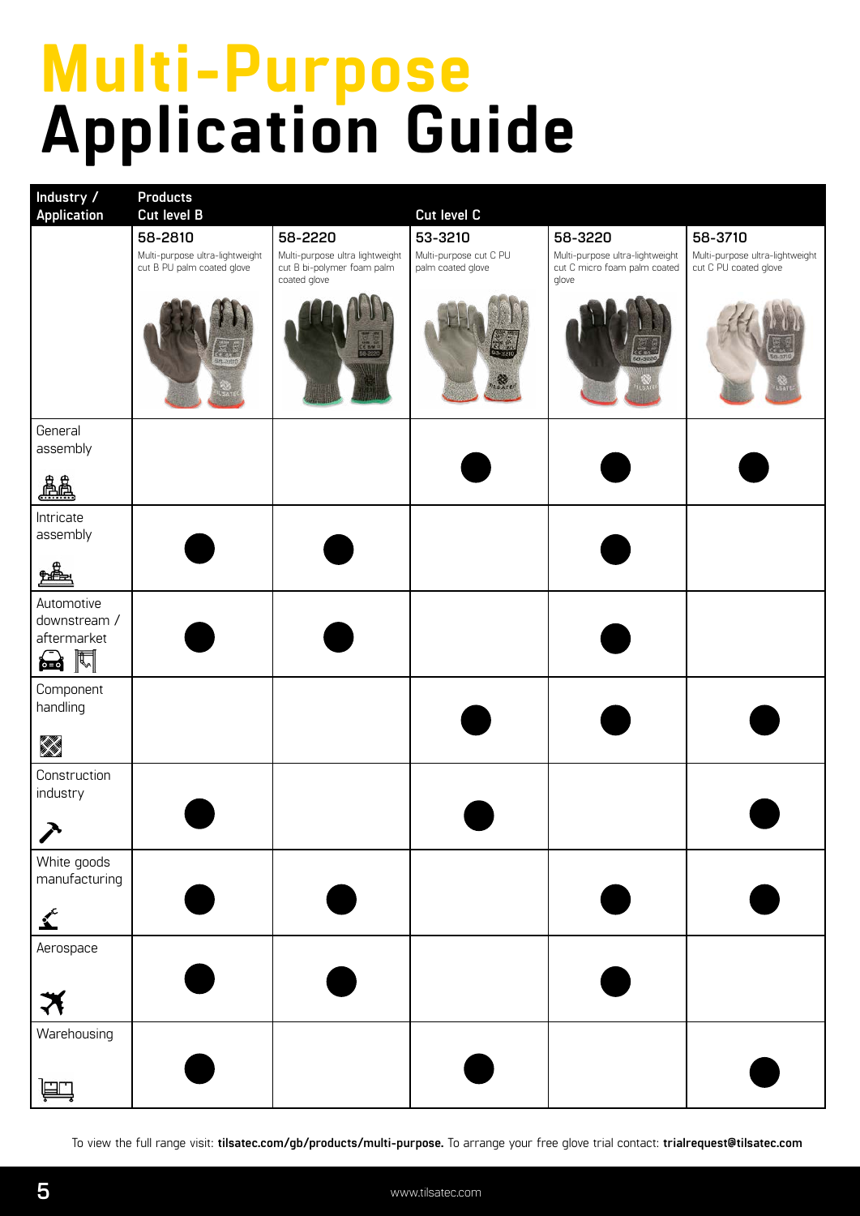# Multi-Purpose Application Guide

| Industry / Application | Products Cut level B | | Cut level C | | |
|---|---|---|---|---|---|
| | **58-2810** Multi-purpose ultra-lightweight cut B PU palm coated glove | **58-2220** Multi-purpose ultra lightweight cut B bi-polymer foam palm coated glove | **53-3210** Multi-purpose cut C PU palm coated glove | **58-3220** Multi-purpose ultra-lightweight cut C micro foam palm coated glove | **58-3710** Multi-purpose ultra-lightweight cut C PU coated glove |
| General assembly | | | ● | ● | ● |
| Intricate assembly | ● | ● | | ● | |
| Automotive downstream / aftermarket | ● | ● | | ● | |
| Component handling | | | ● | ● | ● |
| Construction industry | ● | | ● | | ● |
| White goods manufacturing | ● | ● | | ● | ● |
| Aerospace | ● | ● | | ● | |
| Warehousing | ● | | ● | | ● |

To view the full range visit: **tilsatec.com/gb/products/multi-purpose.** To arrange your free glove trial contact: **trialrequest@tilsatec.com**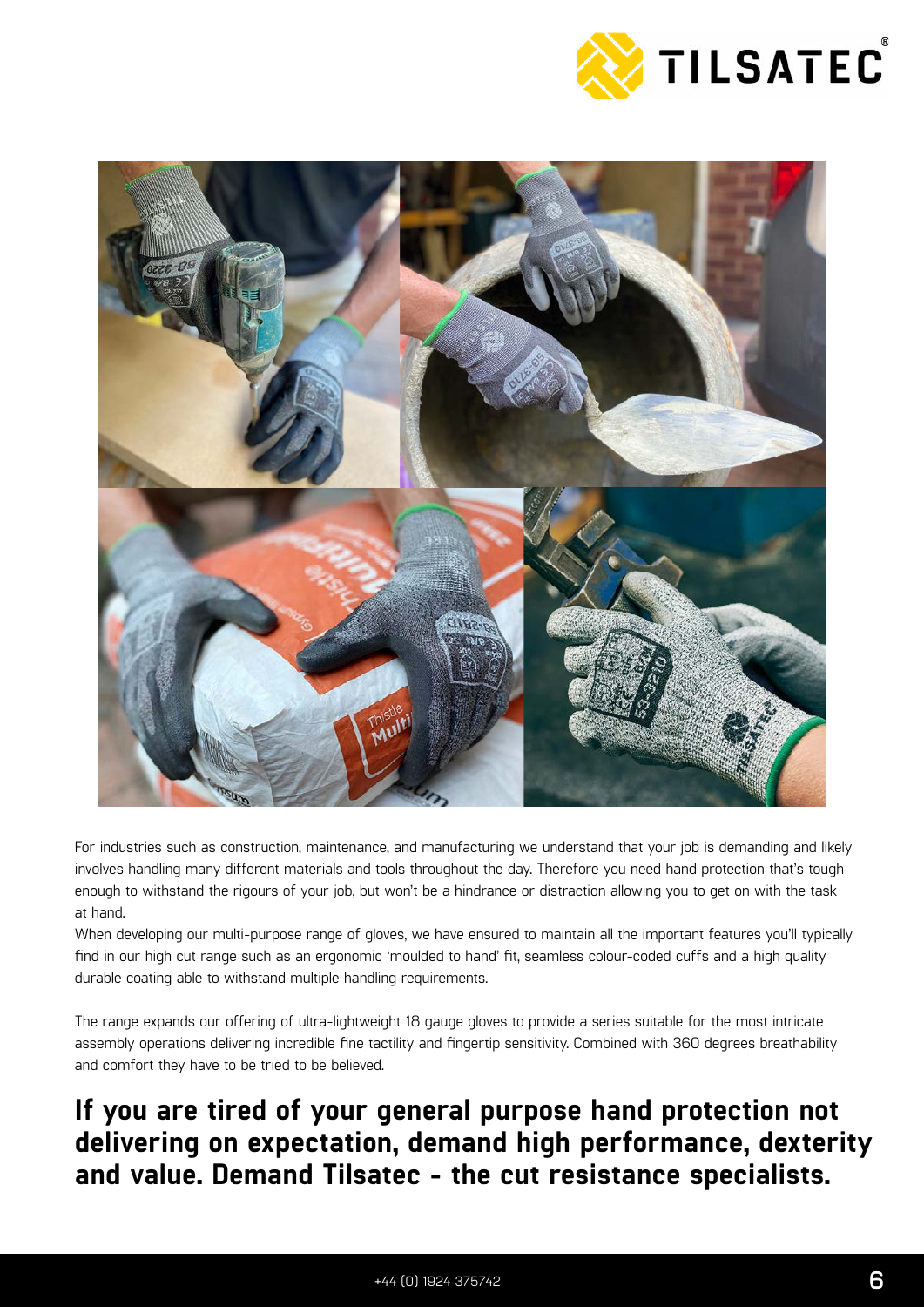For industries such as construction, maintenance, and manufacturing we understand that your job is demanding and likely involves handling many different materials and tools throughout the day. Therefore you need hand protection that's tough enough to withstand the rigours of your job, but won't be a hindrance or distraction allowing you to get on with the task at hand.

When developing our multi-purpose range of gloves, we have ensured to maintain all the important features you'll typically find in our high cut range such as an ergonomic 'moulded to hand' fit, seamless colour-coded cuffs and a high quality durable coating able to withstand multiple handling requirements.

The range expands our offering of ultra-lightweight 18 gauge gloves to provide a series suitable for the most intricate assembly operations delivering incredible fine tactility and fingertip sensitivity. Combined with 360 degrees breathability and comfort they have to be tried to be believed.

## If you are tired of your general purpose hand protection not delivering on expectation, demand high performance, dexterity and value. Demand Tilsatec - the cut resistance specialists.

+44 (0) 1924 375742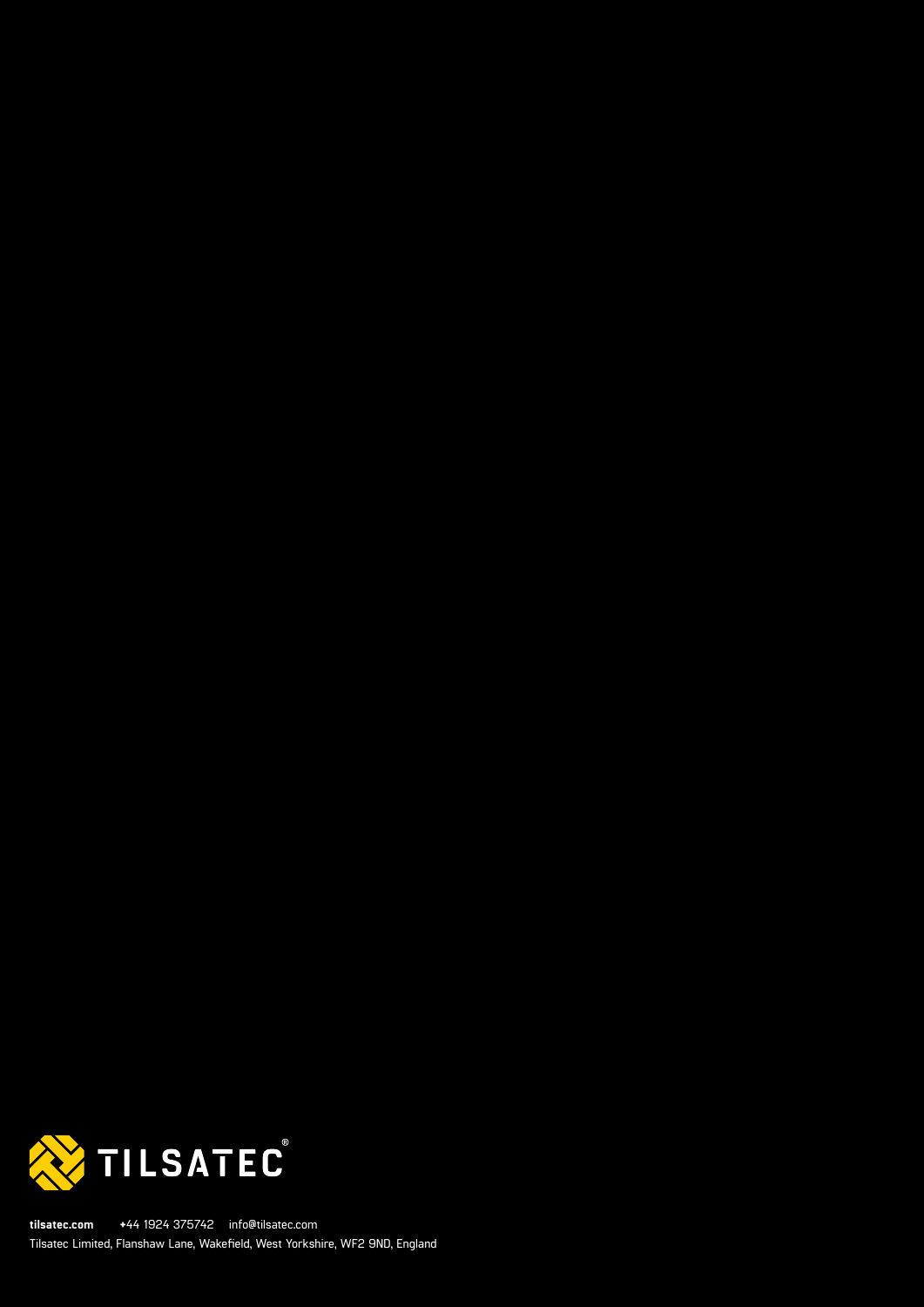TILSATEC®

**tilsatec.com** +44 1924 375742 info@tilsatec.com

Tilsatec Limited, Flanshaw Lane, Wakefield, West Yorkshire, WF2 9ND, England